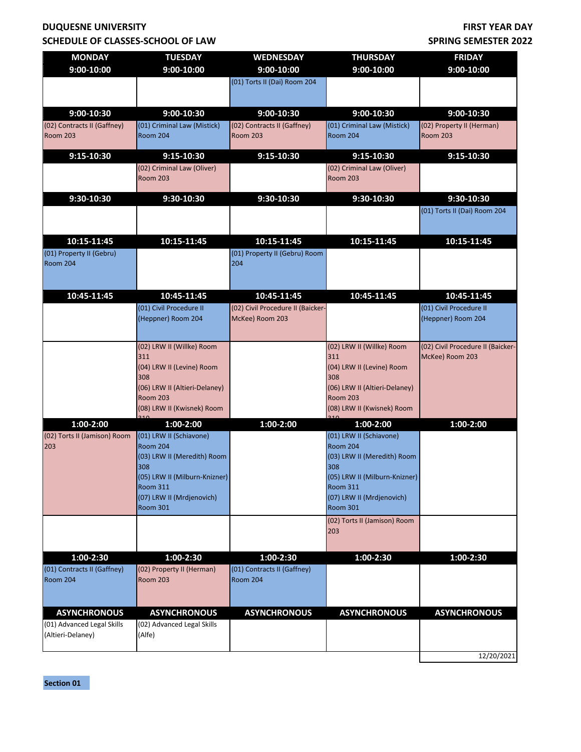**DUQUESNE UNIVERSITY**
**SCHEDULE OF CLASSES-SCHOOL OF LAW**

**FIRST YEAR DAY**
**SPRING SEMESTER 2022**

| MONDAY | TUESDAY | WEDNESDAY | THURSDAY | FRIDAY |
|---|---|---|---|---|
| **9:00-10:00** | **9:00-10:00** | **9:00-10:00** | **9:00-10:00** | **9:00-10:00** |
| | | (01) Torts II (Dai) Room 204 | | |
| **9:00-10:30** | **9:00-10:30** | **9:00-10:30** | **9:00-10:30** | **9:00-10:30** |
| (02) Contracts II (Gaffney) Room 203 | (01) Criminal Law (Mistick) Room 204 | (02) Contracts II (Gaffney) Room 203 | (01) Criminal Law (Mistick) Room 204 | (02) Property II (Herman) Room 203 |
| **9:15-10:30** | **9:15-10:30** | **9:15-10:30** | **9:15-10:30** | **9:15-10:30** |
| | (02) Criminal Law (Oliver) Room 203 | | (02) Criminal Law (Oliver) Room 203 | |
| **9:30-10:30** | **9:30-10:30** | **9:30-10:30** | **9:30-10:30** | **9:30-10:30** |
| | | | | (01) Torts II (Dai) Room 204 |
| **10:15-11:45** | **10:15-11:45** | **10:15-11:45** | **10:15-11:45** | **10:15-11:45** |
| (01) Property II (Gebru) Room 204 | | (01) Property II (Gebru) Room 204 | | |
| **10:45-11:45** | **10:45-11:45** | **10:45-11:45** | **10:45-11:45** | **10:45-11:45** |
| | (01) Civil Procedure II (Heppner) Room 204 | (02) Civil Procedure II (Baicker-McKee) Room 203 | | (01) Civil Procedure II (Heppner) Room 204 |
| | (02) LRW II (Willke) Room 311<br>(04) LRW II (Levine) Room 308<br>(06) LRW II (Altieri-Delaney) Room 203<br>(08) LRW II (Kwisnek) Room 310 | | (02) LRW II (Willke) Room 311<br>(04) LRW II (Levine) Room 308<br>(06) LRW II (Altieri-Delaney) Room 203<br>(08) LRW II (Kwisnek) Room 310 | (02) Civil Procedure II (Baicker-McKee) Room 203 |
| **1:00-2:00** | **1:00-2:00** | **1:00-2:00** | **1:00-2:00** | **1:00-2:00** |
| (02) Torts II (Jamison) Room 203 | (01) LRW II (Schiavone) Room 204<br>(03) LRW II (Meredith) Room 308<br>(05) LRW II (Milburn-Knizner) Room 311<br>(07) LRW II (Mrdjenovich) Room 301 | | (01) LRW II (Schiavone) Room 204<br>(03) LRW II (Meredith) Room 308<br>(05) LRW II (Milburn-Knizner) Room 311<br>(07) LRW II (Mrdjenovich) Room 301 | |
| | | | (02) Torts II (Jamison) Room 203 | |
| **1:00-2:30** | **1:00-2:30** | **1:00-2:30** | **1:00-2:30** | **1:00-2:30** |
| (01) Contracts II (Gaffney) Room 204 | (02) Property II (Herman) Room 203 | (01) Contracts II (Gaffney) Room 204 | | |
| **ASYNCHRONOUS** | **ASYNCHRONOUS** | **ASYNCHRONOUS** | **ASYNCHRONOUS** | **ASYNCHRONOUS** |
| (01) Advanced Legal Skills (Altieri-Delaney) | (02) Advanced Legal Skills (Alfe) | | | |

12/20/2021

**Section 01**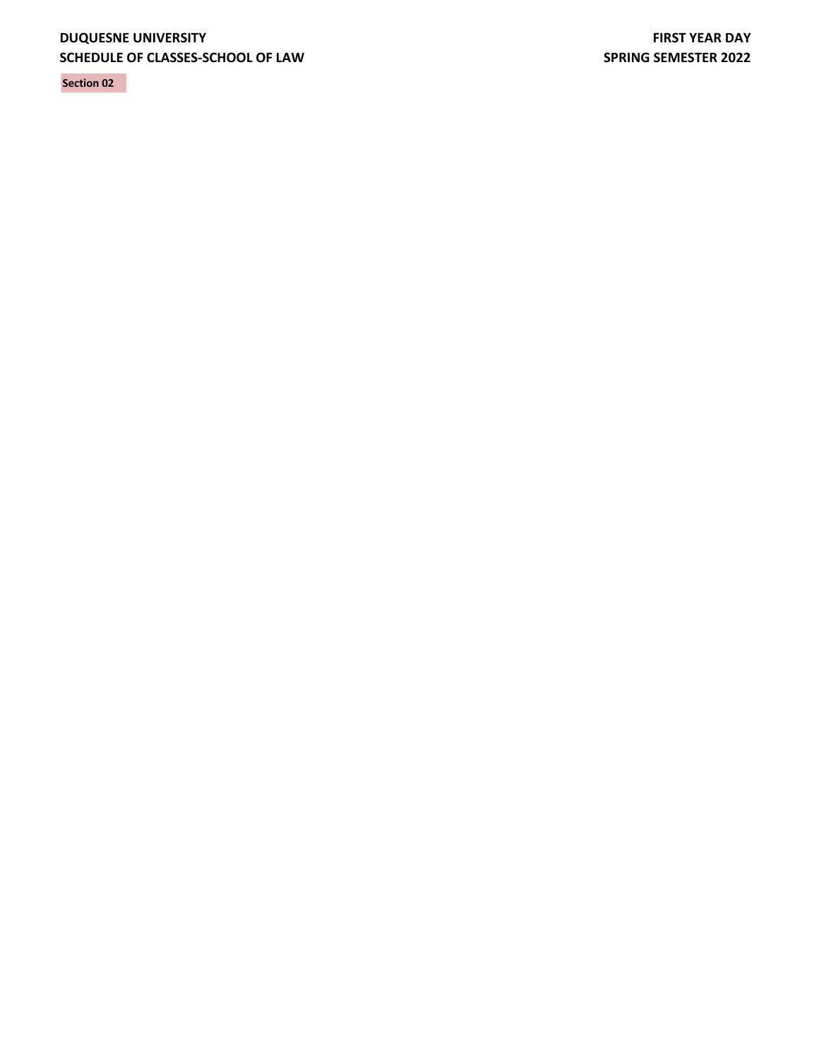**Section 02**